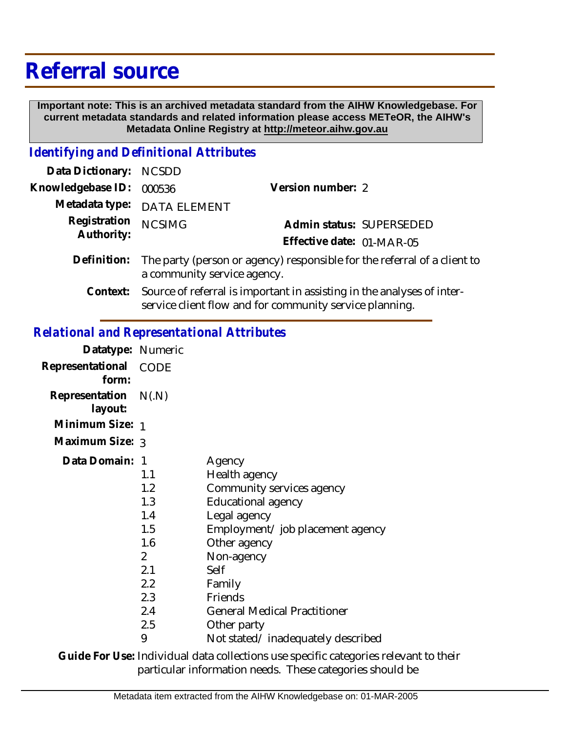# Referral source

**Important note: This is an archived metadata standard from the AIHW Knowledgebase. For current metadata standards and related information please access METeOR, the AIHW's Metadata Online Registry at http://meteor.aihw.gov.au**

## *Identifying and Definitional Attributes*

| | | | |
|---|---|---|---|
| **Data Dictionary:** | NCSDD | | |
| **Knowledgebase ID:** | 000536 | **Version number:** | 2 |
| **Metadata type:** | DATA ELEMENT | | |
| **Registration Authority:** | NCSIMG | **Admin status:** | SUPERSEDED |
| | | **Effective date:** | 01-MAR-05 |

**Definition:** The party (person or agency) responsible for the referral of a client to a community service agency.

**Context:** Source of referral is important in assisting in the analyses of inter-service client flow and for community service planning.

## *Relational and Representational Attributes*

**Datatype:** Numeric

**Representational form:** CODE

**Representation layout:** N(.N)

**Minimum Size:** 1

**Maximum Size:** 3

**Data Domain:**

| Code | Description |
|---|---|
| 1 | Agency |
| 1.1 | Health agency |
| 1.2 | Community services agency |
| 1.3 | Educational agency |
| 1.4 | Legal agency |
| 1.5 | Employment/ job placement agency |
| 1.6 | Other agency |
| 2 | Non-agency |
| 2.1 | Self |
| 2.2 | Family |
| 2.3 | Friends |
| 2.4 | General Medical Practitioner |
| 2.5 | Other party |
| 9 | Not stated/ inadequately described |

**Guide For Use:** Individual data collections use specific categories relevant to their particular information needs. These categories should be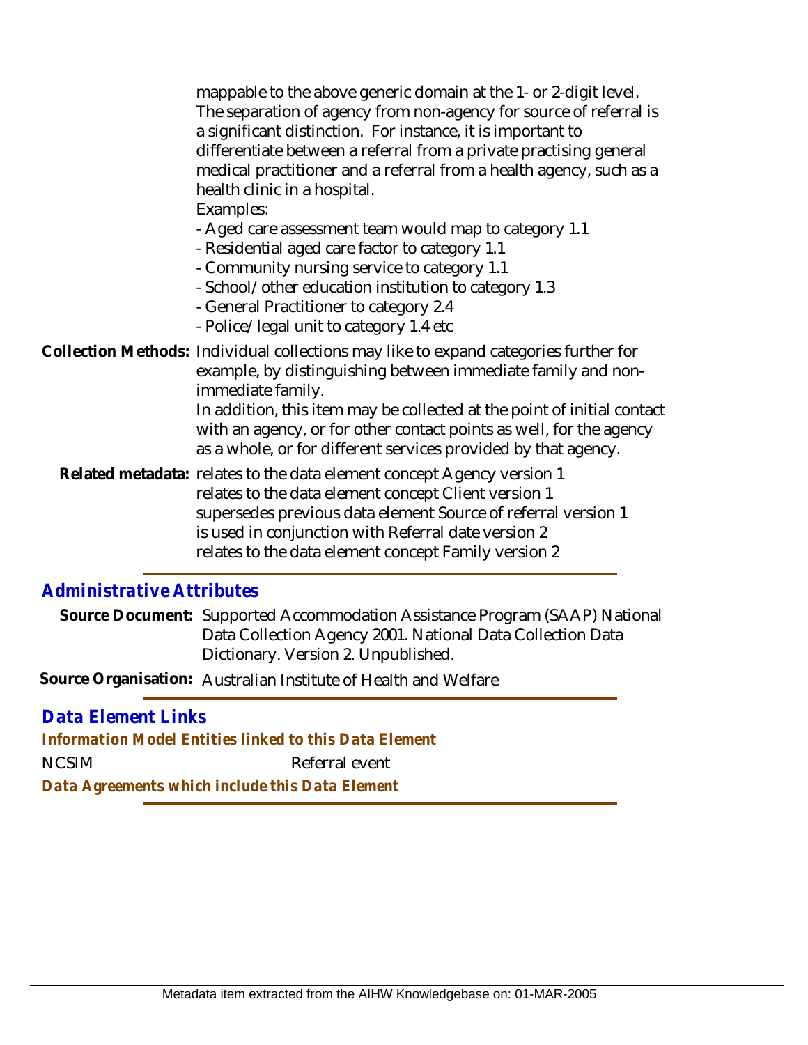mappable to the above generic domain at the 1- or 2-digit level. The separation of agency from non-agency for source of referral is a significant distinction. For instance, it is important to differentiate between a referral from a private practising general medical practitioner and a referral from a health agency, such as a health clinic in a hospital.

Examples:

- Aged care assessment team would map to category 1.1
- Residential aged care factor to category 1.1
- Community nursing service to category 1.1
- School/other education institution to category 1.3
- General Practitioner to category 2.4
- Police/legal unit to category 1.4 etc

**Collection Methods:** Individual collections may like to expand categories further for example, by distinguishing between immediate family and non-immediate family.
In addition, this item may be collected at the point of initial contact with an agency, or for other contact points as well, for the agency as a whole, or for different services provided by that agency.

**Related metadata:** relates to the data element concept Agency version 1
relates to the data element concept Client version 1
supersedes previous data element Source of referral version 1
is used in conjunction with Referral date version 2
relates to the data element concept Family version 2

## Administrative Attributes

**Source Document:** Supported Accommodation Assistance Program (SAAP) National Data Collection Agency 2001. National Data Collection Data Dictionary. Version 2. Unpublished.

**Source Organisation:** Australian Institute of Health and Welfare

## Data Element Links

### Information Model Entities linked to this Data Element

NCSIM Referral event

### Data Agreements which include this Data Element